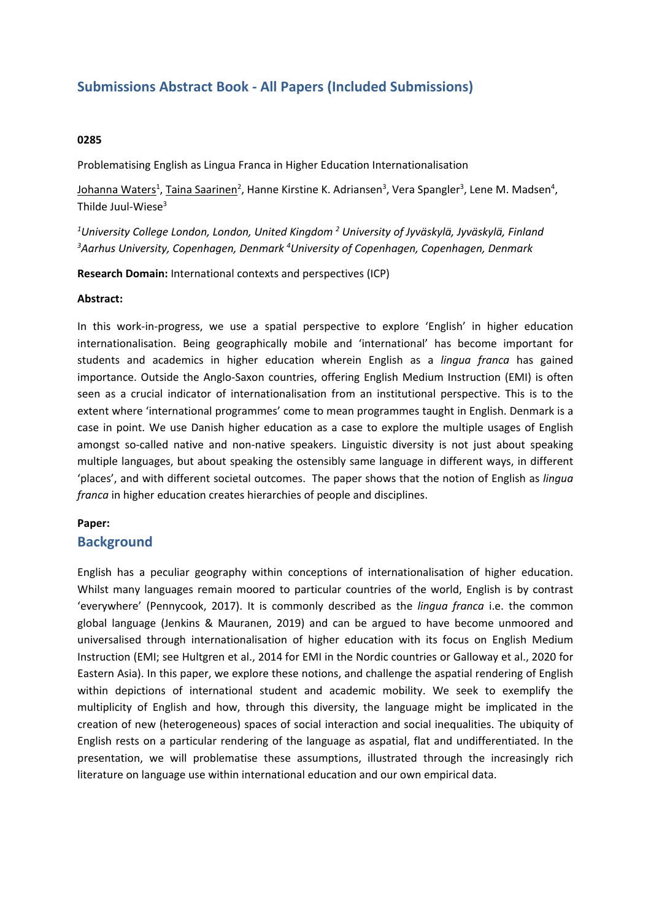# Submissions Abstract Book - All Papers (Included Submissions)

**0285**

Problematising English as Lingua Franca in Higher Education Internationalisation

Johanna Waters[1], Taina Saarinen[2], Hanne Kirstine K. Adriansen[3], Vera Spangler[3], Lene M. Madsen[4], Thilde Juul-Wiese[3]

*[1]University College London, London, United Kingdom [2] University of Jyväskylä, Jyväskylä, Finland [3]Aarhus University, Copenhagen, Denmark [4]University of Copenhagen, Copenhagen, Denmark*

**Research Domain:** International contexts and perspectives (ICP)

**Abstract:**

In this work-in-progress, we use a spatial perspective to explore 'English' in higher education internationalisation. Being geographically mobile and 'international' has become important for students and academics in higher education wherein English as a *lingua franca* has gained importance. Outside the Anglo-Saxon countries, offering English Medium Instruction (EMI) is often seen as a crucial indicator of internationalisation from an institutional perspective. This is to the extent where 'international programmes' come to mean programmes taught in English. Denmark is a case in point. We use Danish higher education as a case to explore the multiple usages of English amongst so-called native and non-native speakers. Linguistic diversity is not just about speaking multiple languages, but about speaking the ostensibly same language in different ways, in different 'places', and with different societal outcomes. The paper shows that the notion of English as *lingua franca* in higher education creates hierarchies of people and disciplines.

**Paper:**

## Background

English has a peculiar geography within conceptions of internationalisation of higher education. Whilst many languages remain moored to particular countries of the world, English is by contrast 'everywhere' (Pennycook, 2017). It is commonly described as the *lingua franca* i.e. the common global language (Jenkins & Mauranen, 2019) and can be argued to have become unmoored and universalised through internationalisation of higher education with its focus on English Medium Instruction (EMI; see Hultgren et al., 2014 for EMI in the Nordic countries or Galloway et al., 2020 for Eastern Asia). In this paper, we explore these notions, and challenge the aspatial rendering of English within depictions of international student and academic mobility. We seek to exemplify the multiplicity of English and how, through this diversity, the language might be implicated in the creation of new (heterogeneous) spaces of social interaction and social inequalities. The ubiquity of English rests on a particular rendering of the language as aspatial, flat and undifferentiated. In the presentation, we will problematise these assumptions, illustrated through the increasingly rich literature on language use within international education and our own empirical data.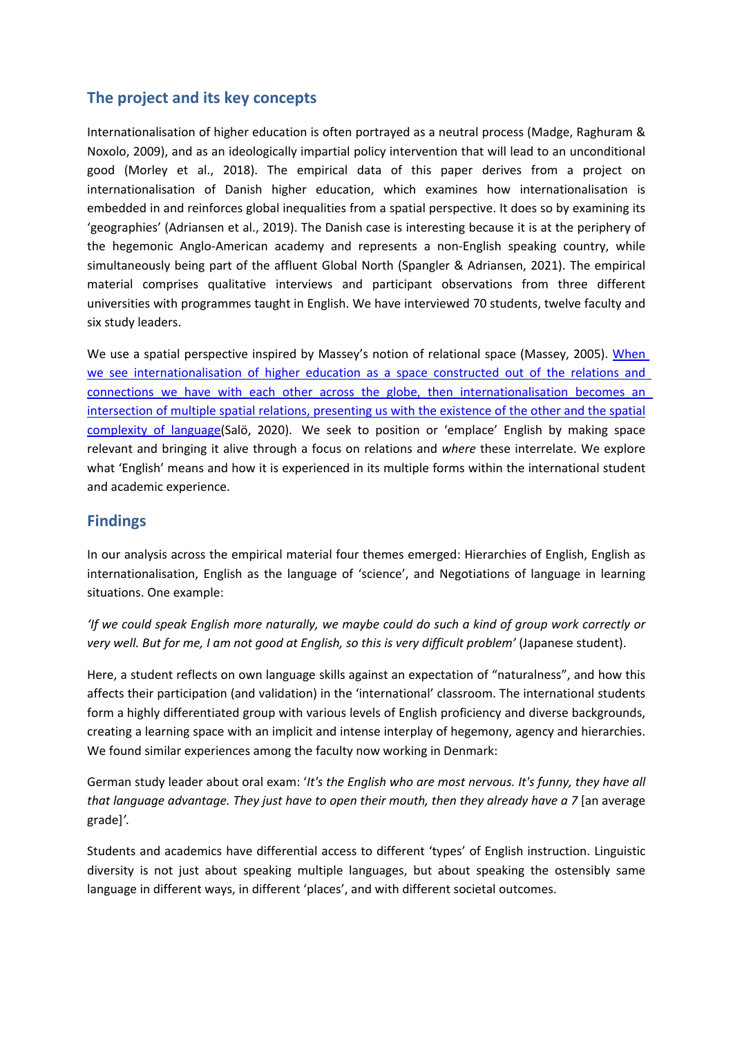## The project and its key concepts

Internationalisation of higher education is often portrayed as a neutral process (Madge, Raghuram & Noxolo, 2009), and as an ideologically impartial policy intervention that will lead to an unconditional good (Morley et al., 2018). The empirical data of this paper derives from a project on internationalisation of Danish higher education, which examines how internationalisation is embedded in and reinforces global inequalities from a spatial perspective. It does so by examining its 'geographies' (Adriansen et al., 2019). The Danish case is interesting because it is at the periphery of the hegemonic Anglo-American academy and represents a non-English speaking country, while simultaneously being part of the affluent Global North (Spangler & Adriansen, 2021). The empirical material comprises qualitative interviews and participant observations from three different universities with programmes taught in English. We have interviewed 70 students, twelve faculty and six study leaders.

We use a spatial perspective inspired by Massey's notion of relational space (Massey, 2005). When we see internationalisation of higher education as a space constructed out of the relations and connections we have with each other across the globe, then internationalisation becomes an intersection of multiple spatial relations, presenting us with the existence of the other and the spatial complexity of language(Salö, 2020). We seek to position or 'emplace' English by making space relevant and bringing it alive through a focus on relations and *where* these interrelate. We explore what 'English' means and how it is experienced in its multiple forms within the international student and academic experience.

## Findings

In our analysis across the empirical material four themes emerged: Hierarchies of English, English as internationalisation, English as the language of 'science', and Negotiations of language in learning situations. One example:

*'If we could speak English more naturally, we maybe could do such a kind of group work correctly or very well. But for me, I am not good at English, so this is very difficult problem'* (Japanese student).

Here, a student reflects on own language skills against an expectation of "naturalness", and how this affects their participation (and validation) in the 'international' classroom. The international students form a highly differentiated group with various levels of English proficiency and diverse backgrounds, creating a learning space with an implicit and intense interplay of hegemony, agency and hierarchies. We found similar experiences among the faculty now working in Denmark:

German study leader about oral exam: '*It's the English who are most nervous. It's funny, they have all that language advantage. They just have to open their mouth, then they already have a 7* [an average grade]*'.*

Students and academics have differential access to different 'types' of English instruction. Linguistic diversity is not just about speaking multiple languages, but about speaking the ostensibly same language in different ways, in different 'places', and with different societal outcomes.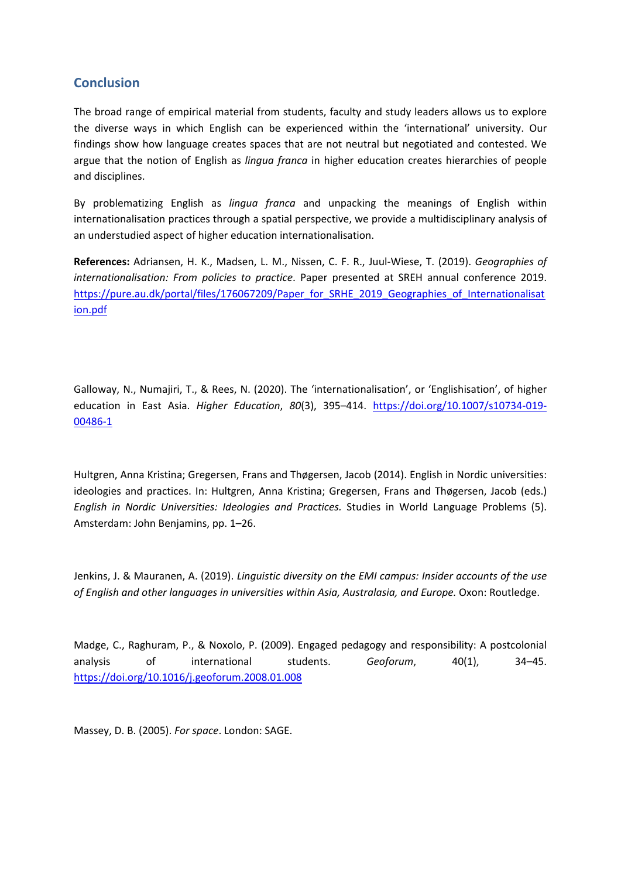## Conclusion

The broad range of empirical material from students, faculty and study leaders allows us to explore the diverse ways in which English can be experienced within the 'international' university. Our findings show how language creates spaces that are not neutral but negotiated and contested. We argue that the notion of English as *lingua franca* in higher education creates hierarchies of people and disciplines.

By problematizing English as *lingua franca* and unpacking the meanings of English within internationalisation practices through a spatial perspective, we provide a multidisciplinary analysis of an understudied aspect of higher education internationalisation.

**References:** Adriansen, H. K., Madsen, L. M., Nissen, C. F. R., Juul-Wiese, T. (2019). *Geographies of internationalisation: From policies to practice*. Paper presented at SREH annual conference 2019. https://pure.au.dk/portal/files/176067209/Paper_for_SRHE_2019_Geographies_of_Internationalisation.pdf

Galloway, N., Numajiri, T., & Rees, N. (2020). The 'internationalisation', or 'Englishisation', of higher education in East Asia. *Higher Education*, *80*(3), 395–414. https://doi.org/10.1007/s10734-019-00486-1

Hultgren, Anna Kristina; Gregersen, Frans and Thøgersen, Jacob (2014). English in Nordic universities: ideologies and practices. In: Hultgren, Anna Kristina; Gregersen, Frans and Thøgersen, Jacob (eds.) *English in Nordic Universities: Ideologies and Practices.* Studies in World Language Problems (5). Amsterdam: John Benjamins, pp. 1–26.

Jenkins, J. & Mauranen, A. (2019). *Linguistic diversity on the EMI campus: Insider accounts of the use of English and other languages in universities within Asia, Australasia, and Europe.* Oxon: Routledge.

Madge, C., Raghuram, P., & Noxolo, P. (2009). Engaged pedagogy and responsibility: A postcolonial analysis of international students. *Geoforum*, 40(1), 34–45. https://doi.org/10.1016/j.geoforum.2008.01.008

Massey, D. B. (2005). *For space*. London: SAGE.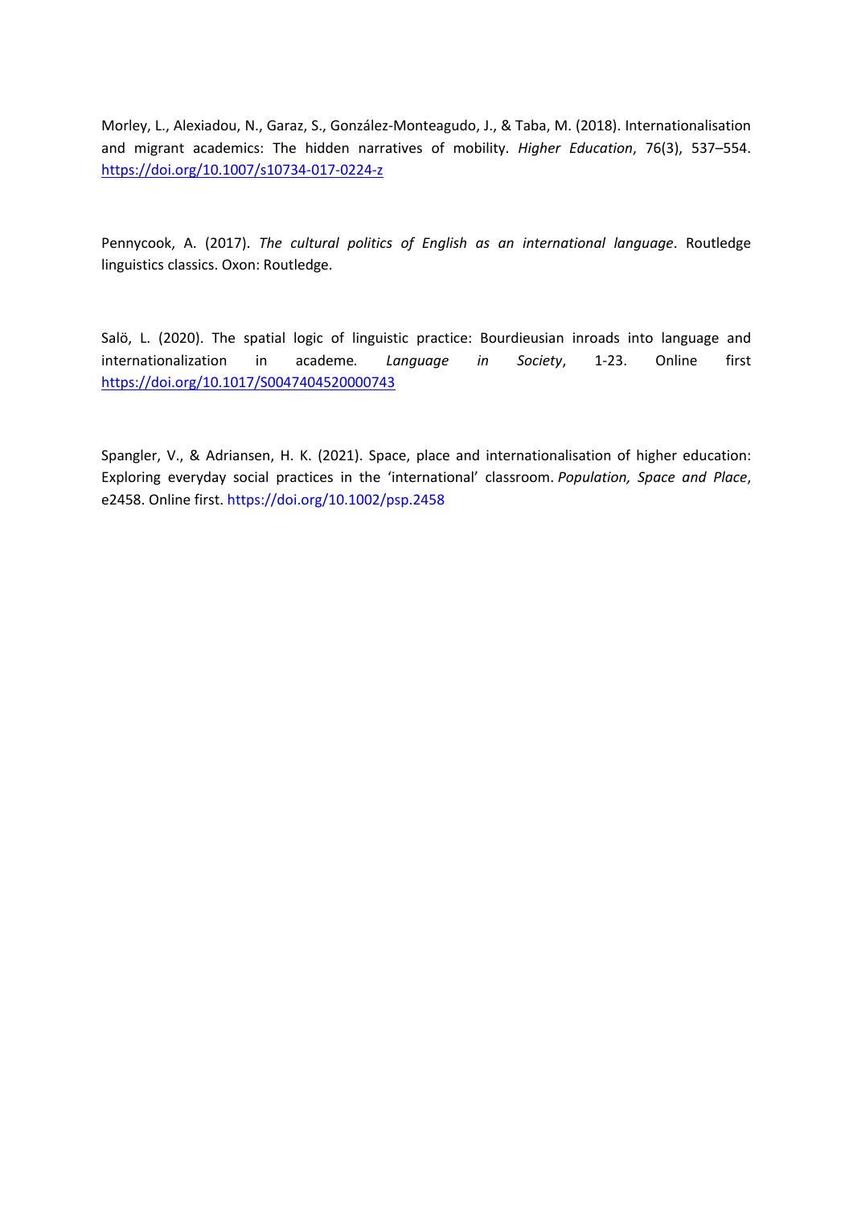Morley, L., Alexiadou, N., Garaz, S., González-Monteagudo, J., & Taba, M. (2018). Internationalisation and migrant academics: The hidden narratives of mobility. *Higher Education*, 76(3), 537–554. https://doi.org/10.1007/s10734-017-0224-z

Pennycook, A. (2017). *The cultural politics of English as an international language*. Routledge linguistics classics. Oxon: Routledge.

Salö, L. (2020). The spatial logic of linguistic practice: Bourdieusian inroads into language and internationalization in academe. *Language in Society*, 1-23. Online first https://doi.org/10.1017/S0047404520000743

Spangler, V., & Adriansen, H. K. (2021). Space, place and internationalisation of higher education: Exploring everyday social practices in the 'international' classroom. *Population, Space and Place*, e2458. Online first. https://doi.org/10.1002/psp.2458